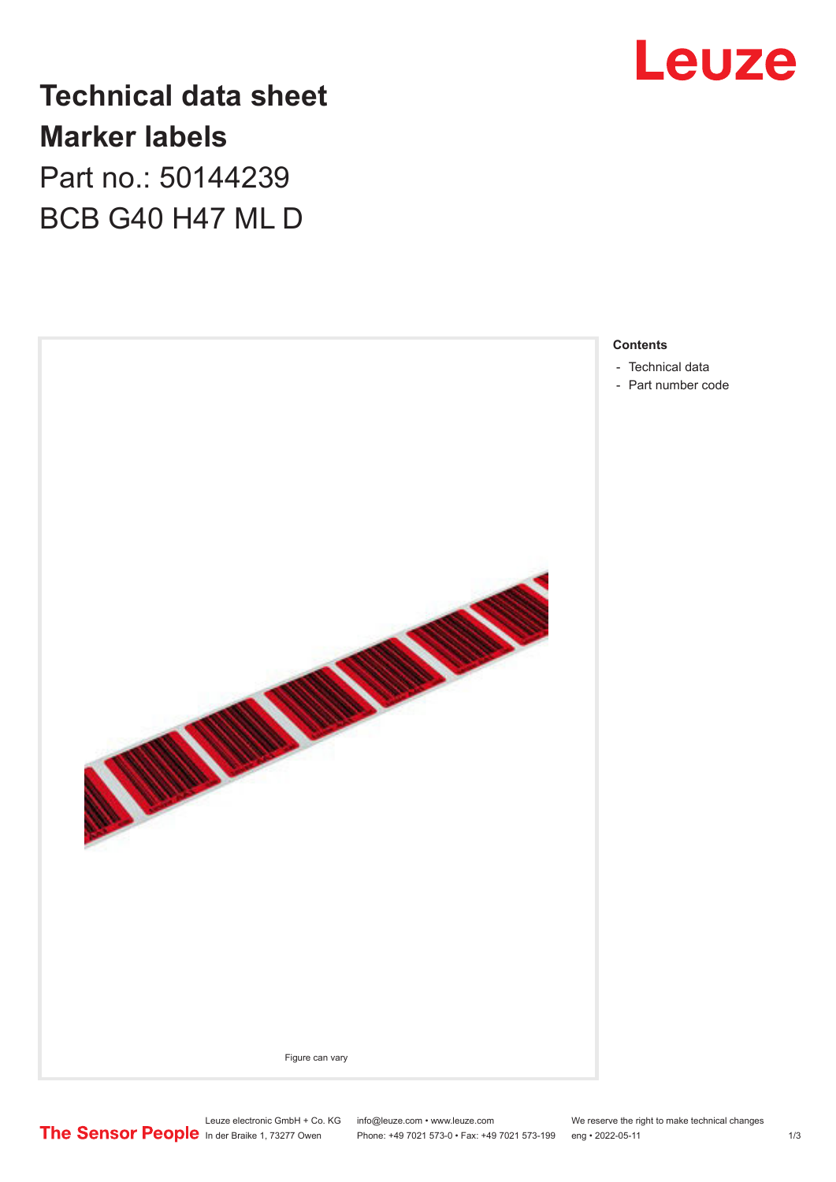# Technical data sheet

# Marker labels

Part no.: 50144239

BCB G40 H47 ML D

Figure can vary

**Contents**

- Technical data
- Part number code

Leuze electronic GmbH + Co. KG
In der Braike 1, 73277 Owen

info@leuze.com • www.leuze.com
Phone: +49 7021 573-0 • Fax: +49 7021 573-199

We reserve the right to make technical changes
eng • 2022-05-11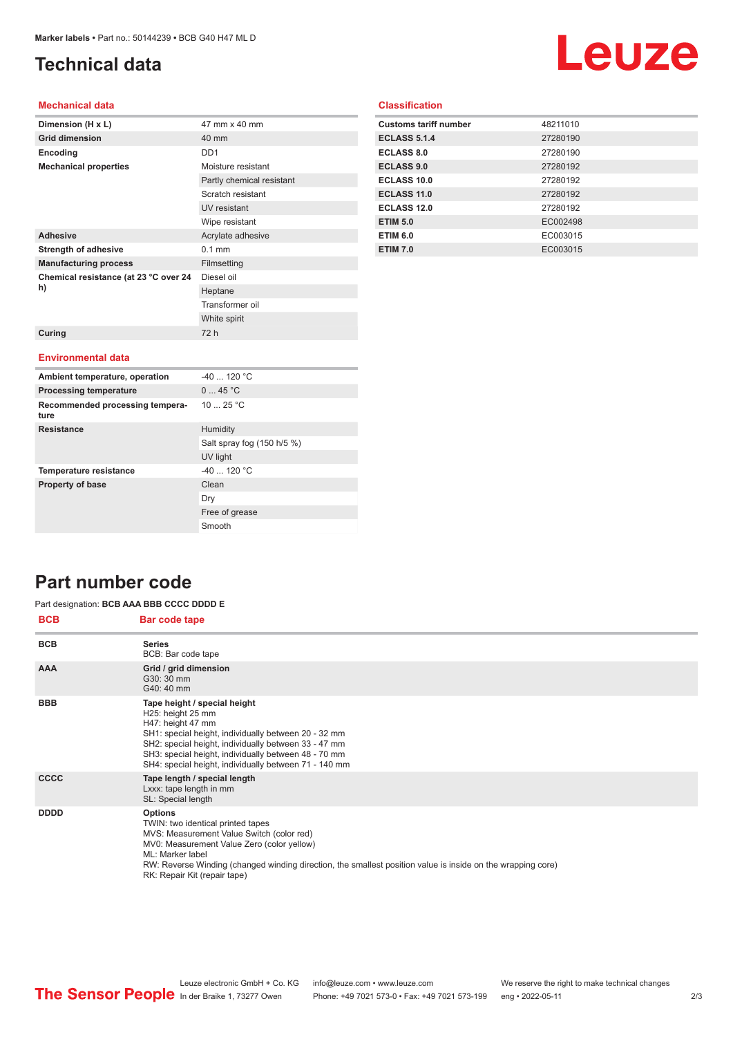# Technical data

## Mechanical data

| | |
|---|---|
| **Dimension (H x L)** | 47 mm x 40 mm |
| **Grid dimension** | 40 mm |
| **Encoding** | DD1 |
| **Mechanical properties** | Moisture resistant |
| | Partly chemical resistant |
| | Scratch resistant |
| | UV resistant |
| | Wipe resistant |
| **Adhesive** | Acrylate adhesive |
| **Strength of adhesive** | 0.1 mm |
| **Manufacturing process** | Filmsetting |
| **Chemical resistance (at 23 °C over 24 h)** | Diesel oil |
| | Heptane |
| | Transformer oil |
| | White spirit |
| **Curing** | 72 h |

## Environmental data

| | |
|---|---|
| **Ambient temperature, operation** | -40 ... 120 °C |
| **Processing temperature** | 0 ... 45 °C |
| **Recommended processing temperature** | 10 ... 25 °C |
| **Resistance** | Humidity |
| | Salt spray fog (150 h/5 %) |
| | UV light |
| **Temperature resistance** | -40 ... 120 °C |
| **Property of base** | Clean |
| | Dry |
| | Free of grease |
| | Smooth |

## Classification

| | |
|---|---|
| **Customs tariff number** | 48211010 |
| **ECLASS 5.1.4** | 27280190 |
| **ECLASS 8.0** | 27280190 |
| **ECLASS 9.0** | 27280192 |
| **ECLASS 10.0** | 27280192 |
| **ECLASS 11.0** | 27280192 |
| **ECLASS 12.0** | 27280192 |
| **ETIM 5.0** | EC002498 |
| **ETIM 6.0** | EC003015 |
| **ETIM 7.0** | EC003015 |

# Part number code

Part designation: **BCB AAA BBB CCCC DDDD E**

| BCB | Bar code tape |
|---|---|
| **BCB** | **Series**<br>BCB: Bar code tape |
| **AAA** | **Grid / grid dimension**<br>G30: 30 mm<br>G40: 40 mm |
| **BBB** | **Tape height / special height**<br>H25: height 25 mm<br>H47: height 47 mm<br>SH1: special height, individually between 20 - 32 mm<br>SH2: special height, individually between 33 - 47 mm<br>SH3: special height, individually between 48 - 70 mm<br>SH4: special height, individually between 71 - 140 mm |
| **CCCC** | **Tape length / special length**<br>Lxxx: tape length in mm<br>SL: Special length |
| **DDDD** | **Options**<br>TWIN: two identical printed tapes<br>MVS: Measurement Value Switch (color red)<br>MV0: Measurement Value Zero (color yellow)<br>ML: Marker label<br>RW: Reverse Winding (changed winding direction, the smallest position value is inside on the wrapping core)<br>RK: Repair Kit (repair tape) |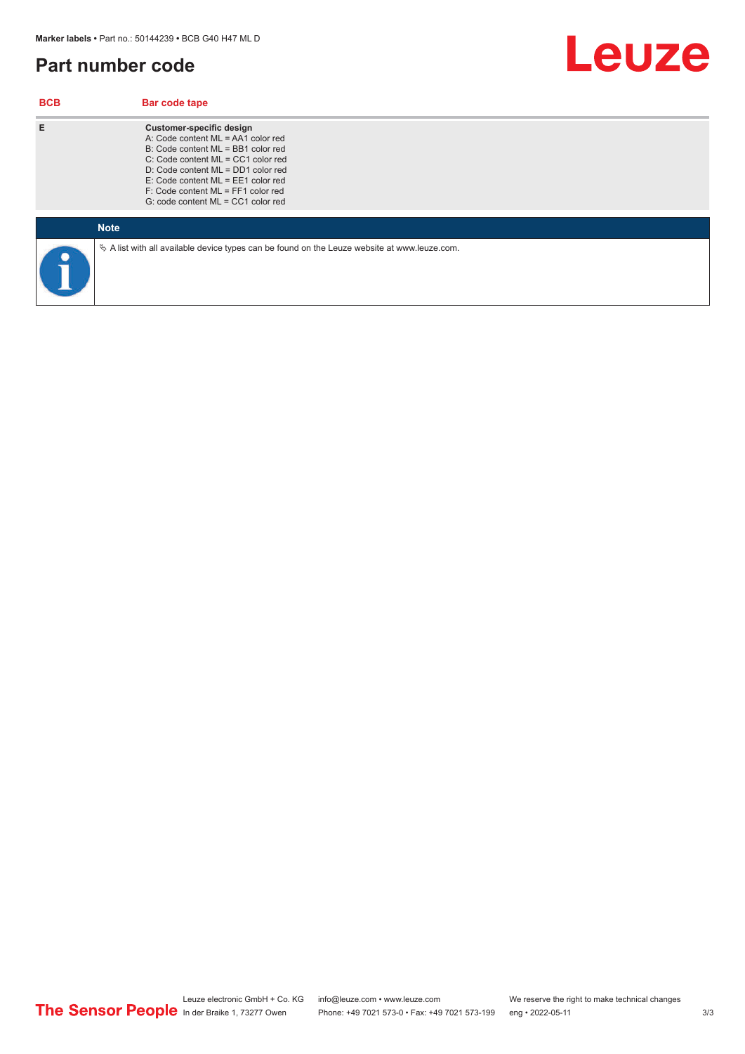# Part number code

| BCB | Bar code tape |
|---|---|
| E | **Customer-specific design**<br>A: Code content ML = AA1 color red<br>B: Code content ML = BB1 color red<br>C: Code content ML = CC1 color red<br>D: Code content ML = DD1 color red<br>E: Code content ML = EE1 color red<br>F: Code content ML = FF1 color red<br>G: code content ML = CC1 color red |

**Note**

↳ A list with all available device types can be found on the Leuze website at www.leuze.com.